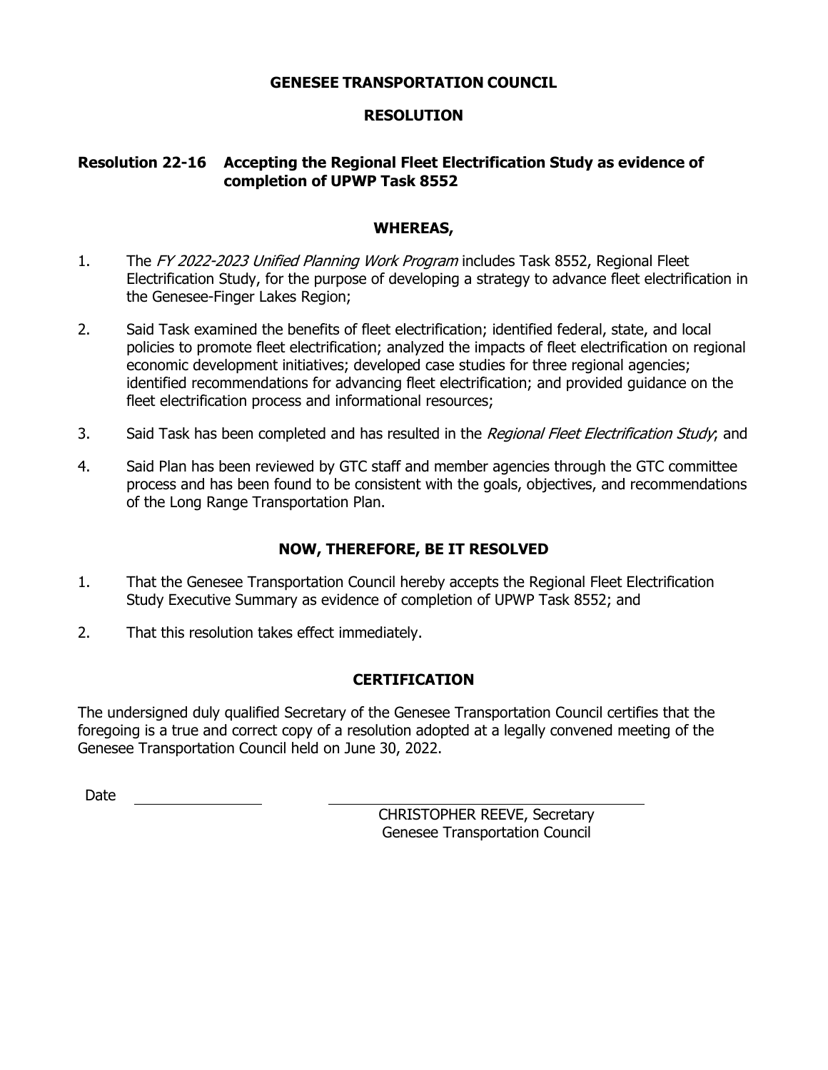# GENESEE TRANSPORTATION COUNCIL

## RESOLUTION

### Resolution 22-16 Accepting the Regional Fleet Electrification Study as evidence of completion of UPWP Task 8552

### WHEREAS,

1. The *FY 2022-2023 Unified Planning Work Program* includes Task 8552, Regional Fleet Electrification Study, for the purpose of developing a strategy to advance fleet electrification in the Genesee-Finger Lakes Region;

2. Said Task examined the benefits of fleet electrification; identified federal, state, and local policies to promote fleet electrification; analyzed the impacts of fleet electrification on regional economic development initiatives; developed case studies for three regional agencies; identified recommendations for advancing fleet electrification; and provided guidance on the fleet electrification process and informational resources;

3. Said Task has been completed and has resulted in the *Regional Fleet Electrification Study*; and

4. Said Plan has been reviewed by GTC staff and member agencies through the GTC committee process and has been found to be consistent with the goals, objectives, and recommendations of the Long Range Transportation Plan.

### NOW, THEREFORE, BE IT RESOLVED

1. That the Genesee Transportation Council hereby accepts the Regional Fleet Electrification Study Executive Summary as evidence of completion of UPWP Task 8552; and

2. That this resolution takes effect immediately.

### CERTIFICATION

The undersigned duly qualified Secretary of the Genesee Transportation Council certifies that the foregoing is a true and correct copy of a resolution adopted at a legally convened meeting of the Genesee Transportation Council held on June 30, 2022.

Date ________________ ________________________________

CHRISTOPHER REEVE, Secretary
Genesee Transportation Council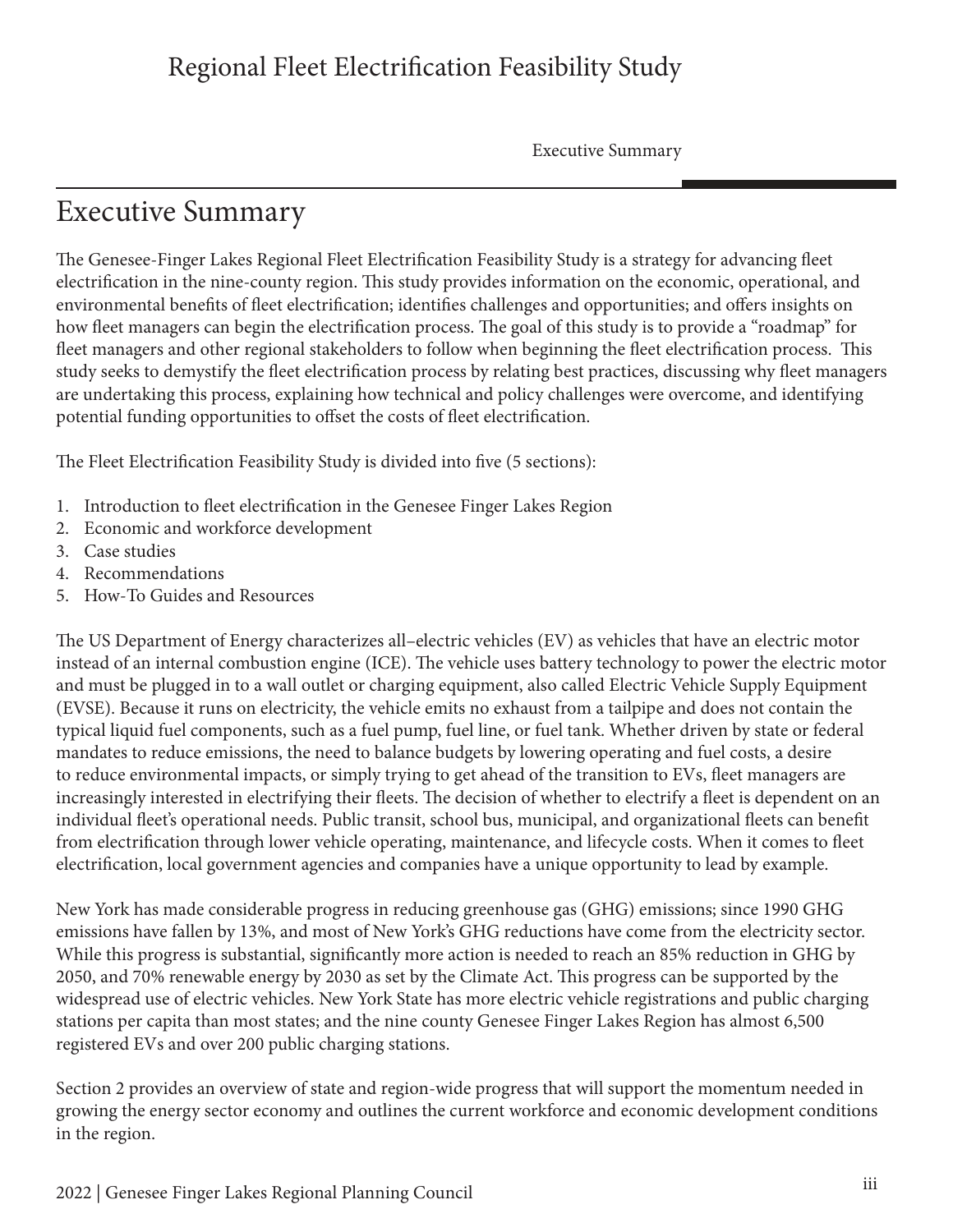# Executive Summary

The Genesee-Finger Lakes Regional Fleet Electrification Feasibility Study is a strategy for advancing fleet electrification in the nine-county region. This study provides information on the economic, operational, and environmental benefits of fleet electrification; identifies challenges and opportunities; and offers insights on how fleet managers can begin the electrification process. The goal of this study is to provide a "roadmap" for fleet managers and other regional stakeholders to follow when beginning the fleet electrification process. This study seeks to demystify the fleet electrification process by relating best practices, discussing why fleet managers are undertaking this process, explaining how technical and policy challenges were overcome, and identifying potential funding opportunities to offset the costs of fleet electrification.

The Fleet Electrification Feasibility Study is divided into five (5 sections):

1. Introduction to fleet electrification in the Genesee Finger Lakes Region
2. Economic and workforce development
3. Case studies
4. Recommendations
5. How-To Guides and Resources

The US Department of Energy characterizes all–electric vehicles (EV) as vehicles that have an electric motor instead of an internal combustion engine (ICE). The vehicle uses battery technology to power the electric motor and must be plugged in to a wall outlet or charging equipment, also called Electric Vehicle Supply Equipment (EVSE). Because it runs on electricity, the vehicle emits no exhaust from a tailpipe and does not contain the typical liquid fuel components, such as a fuel pump, fuel line, or fuel tank. Whether driven by state or federal mandates to reduce emissions, the need to balance budgets by lowering operating and fuel costs, a desire to reduce environmental impacts, or simply trying to get ahead of the transition to EVs, fleet managers are increasingly interested in electrifying their fleets. The decision of whether to electrify a fleet is dependent on an individual fleet's operational needs. Public transit, school bus, municipal, and organizational fleets can benefit from electrification through lower vehicle operating, maintenance, and lifecycle costs. When it comes to fleet electrification, local government agencies and companies have a unique opportunity to lead by example.

New York has made considerable progress in reducing greenhouse gas (GHG) emissions; since 1990 GHG emissions have fallen by 13%, and most of New York's GHG reductions have come from the electricity sector. While this progress is substantial, significantly more action is needed to reach an 85% reduction in GHG by 2050, and 70% renewable energy by 2030 as set by the Climate Act. This progress can be supported by the widespread use of electric vehicles. New York State has more electric vehicle registrations and public charging stations per capita than most states; and the nine county Genesee Finger Lakes Region has almost 6,500 registered EVs and over 200 public charging stations.

Section 2 provides an overview of state and region-wide progress that will support the momentum needed in growing the energy sector economy and outlines the current workforce and economic development conditions in the region.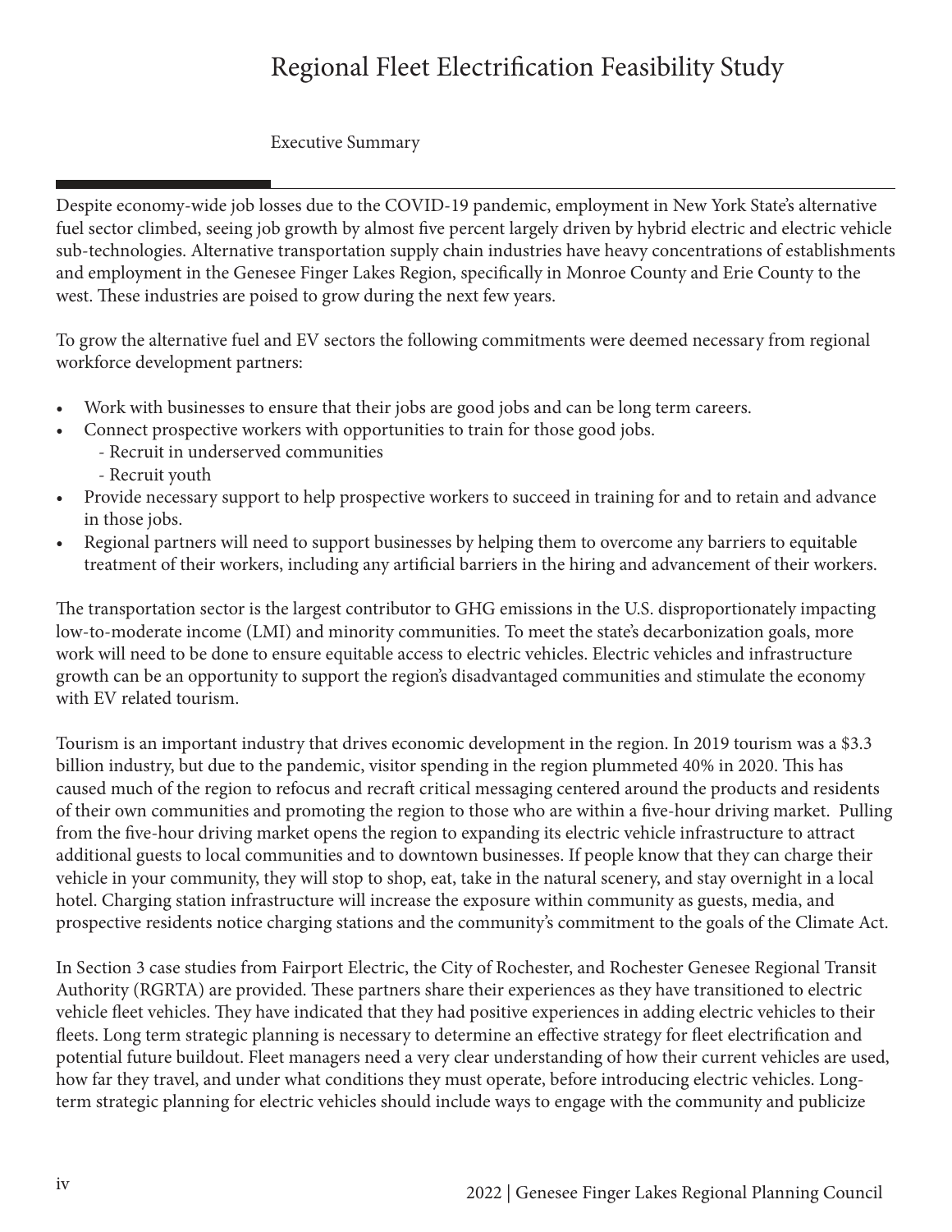# Regional Fleet Electrification Feasibility Study

## Executive Summary

Despite economy-wide job losses due to the COVID-19 pandemic, employment in New York State's alternative fuel sector climbed, seeing job growth by almost five percent largely driven by hybrid electric and electric vehicle sub-technologies. Alternative transportation supply chain industries have heavy concentrations of establishments and employment in the Genesee Finger Lakes Region, specifically in Monroe County and Erie County to the west. These industries are poised to grow during the next few years.

To grow the alternative fuel and EV sectors the following commitments were deemed necessary from regional workforce development partners:

- Work with businesses to ensure that their jobs are good jobs and can be long term careers.
- Connect prospective workers with opportunities to train for those good jobs.
  - Recruit in underserved communities
  - Recruit youth
- Provide necessary support to help prospective workers to succeed in training for and to retain and advance in those jobs.
- Regional partners will need to support businesses by helping them to overcome any barriers to equitable treatment of their workers, including any artificial barriers in the hiring and advancement of their workers.

The transportation sector is the largest contributor to GHG emissions in the U.S. disproportionately impacting low-to-moderate income (LMI) and minority communities. To meet the state's decarbonization goals, more work will need to be done to ensure equitable access to electric vehicles. Electric vehicles and infrastructure growth can be an opportunity to support the region's disadvantaged communities and stimulate the economy with EV related tourism.

Tourism is an important industry that drives economic development in the region. In 2019 tourism was a $3.3 billion industry, but due to the pandemic, visitor spending in the region plummeted 40% in 2020. This has caused much of the region to refocus and recraft critical messaging centered around the products and residents of their own communities and promoting the region to those who are within a five-hour driving market. Pulling from the five-hour driving market opens the region to expanding its electric vehicle infrastructure to attract additional guests to local communities and to downtown businesses. If people know that they can charge their vehicle in your community, they will stop to shop, eat, take in the natural scenery, and stay overnight in a local hotel. Charging station infrastructure will increase the exposure within community as guests, media, and prospective residents notice charging stations and the community's commitment to the goals of the Climate Act.

In Section 3 case studies from Fairport Electric, the City of Rochester, and Rochester Genesee Regional Transit Authority (RGRTA) are provided. These partners share their experiences as they have transitioned to electric vehicle fleet vehicles. They have indicated that they had positive experiences in adding electric vehicles to their fleets. Long term strategic planning is necessary to determine an effective strategy for fleet electrification and potential future buildout. Fleet managers need a very clear understanding of how their current vehicles are used, how far they travel, and under what conditions they must operate, before introducing electric vehicles. Long-term strategic planning for electric vehicles should include ways to engage with the community and publicize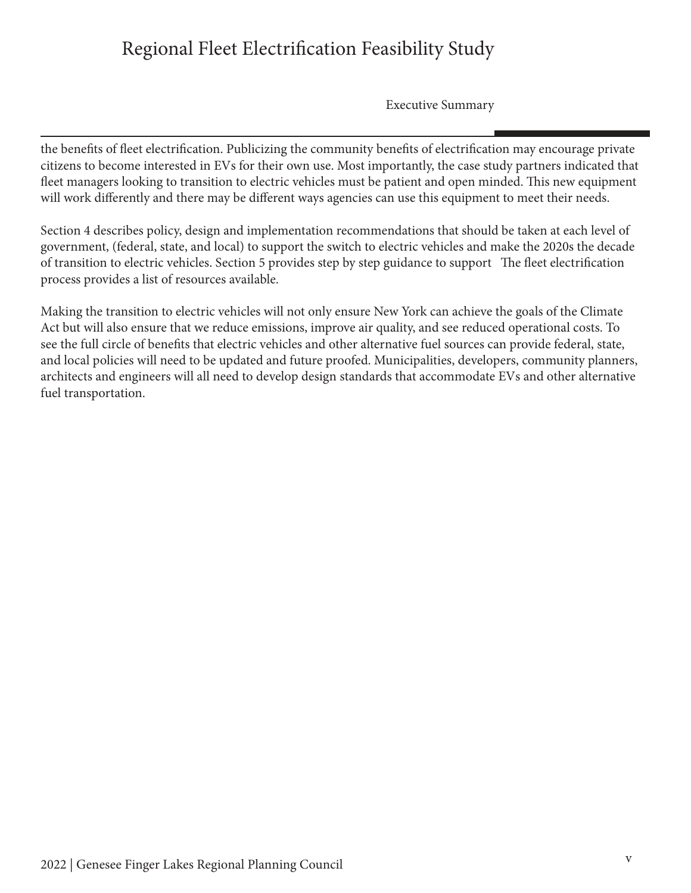the benefits of fleet electrification. Publicizing the community benefits of electrification may encourage private citizens to become interested in EVs for their own use. Most importantly, the case study partners indicated that fleet managers looking to transition to electric vehicles must be patient and open minded. This new equipment will work differently and there may be different ways agencies can use this equipment to meet their needs.

Section 4 describes policy, design and implementation recommendations that should be taken at each level of government, (federal, state, and local) to support the switch to electric vehicles and make the 2020s the decade of transition to electric vehicles. Section 5 provides step by step guidance to support The fleet electrification process provides a list of resources available.

Making the transition to electric vehicles will not only ensure New York can achieve the goals of the Climate Act but will also ensure that we reduce emissions, improve air quality, and see reduced operational costs. To see the full circle of benefits that electric vehicles and other alternative fuel sources can provide federal, state, and local policies will need to be updated and future proofed. Municipalities, developers, community planners, architects and engineers will all need to develop design standards that accommodate EVs and other alternative fuel transportation.